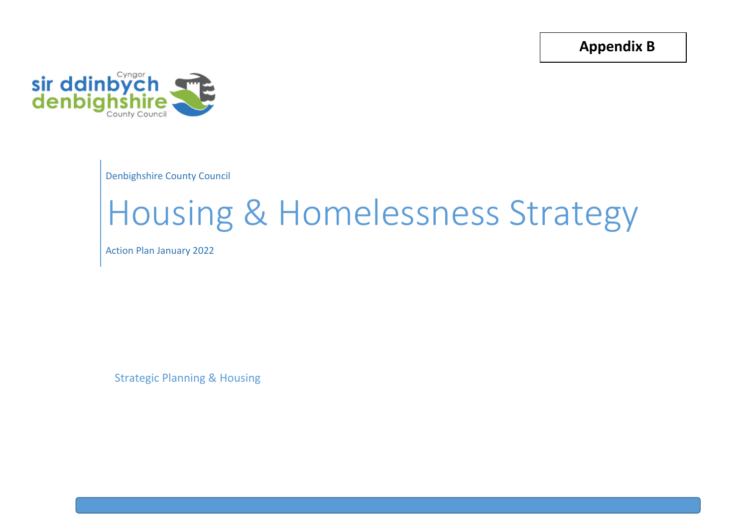**Appendix B**

Denbighshire County Council

# Housing & Homelessness Strategy

Action Plan January 2022

Strategic Planning & Housing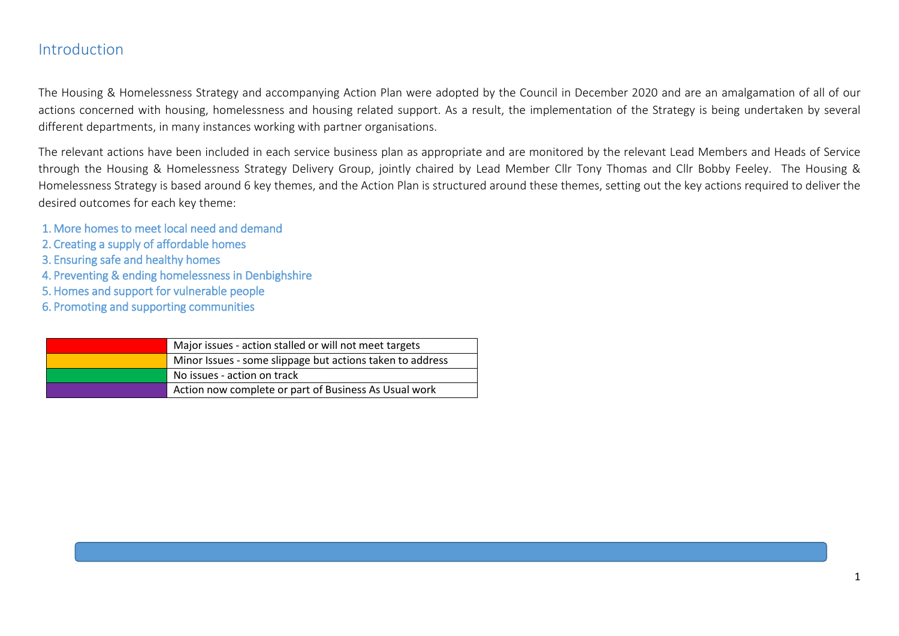# Introduction

The Housing & Homelessness Strategy and accompanying Action Plan were adopted by the Council in December 2020 and are an amalgamation of all of our actions concerned with housing, homelessness and housing related support. As a result, the implementation of the Strategy is being undertaken by several different departments, in many instances working with partner organisations.

The relevant actions have been included in each service business plan as appropriate and are monitored by the relevant Lead Members and Heads of Service through the Housing & Homelessness Strategy Delivery Group, jointly chaired by Lead Member Cllr Tony Thomas and Cllr Bobby Feeley. The Housing & Homelessness Strategy is based around 6 key themes, and the Action Plan is structured around these themes, setting out the key actions required to deliver the desired outcomes for each key theme:

1. More homes to meet local need and demand
2. Creating a supply of affordable homes
3. Ensuring safe and healthy homes
4. Preventing & ending homelessness in Denbighshire
5. Homes and support for vulnerable people
6. Promoting and supporting communities

| Status | Description |
|---|---|
| Red | Major issues - action stalled or will not meet targets |
| Amber | Minor Issues - some slippage but actions taken to address |
| Green | No issues - action on track |
| Purple | Action now complete or part of Business As Usual work |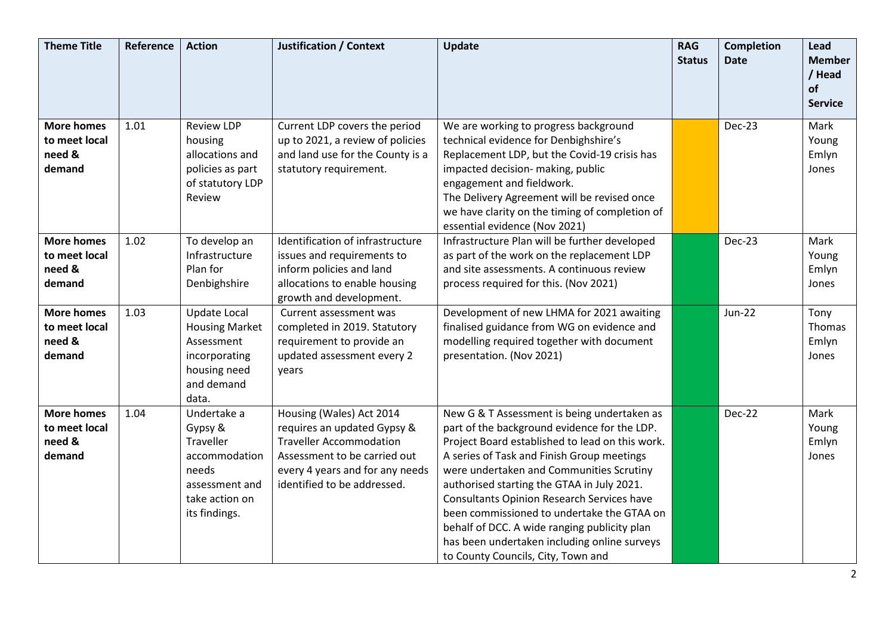| Theme Title | Reference | Action | Justification / Context | Update | RAG Status | Completion Date | Lead Member / Head of Service |
|---|---|---|---|---|---|---|---|
| **More homes to meet local need & demand** | 1.01 | Review LDP housing allocations and policies as part of statutory LDP Review | Current LDP covers the period up to 2021, a review of policies and land use for the County is a statutory requirement. | We are working to progress background technical evidence for Denbighshire's Replacement LDP, but the Covid-19 crisis has impacted decision- making, public engagement and fieldwork.<br>The Delivery Agreement will be revised once we have clarity on the timing of completion of essential evidence (Nov 2021) | | Dec-23 | Mark Young Emlyn Jones |
| **More homes to meet local need & demand** | 1.02 | To develop an Infrastructure Plan for Denbighshire | Identification of infrastructure issues and requirements to inform policies and land allocations to enable housing growth and development. | Infrastructure Plan will be further developed as part of the work on the replacement LDP and site assessments. A continuous review process required for this. (Nov 2021) | | Dec-23 | Mark Young Emlyn Jones |
| **More homes to meet local need & demand** | 1.03 | Update Local Housing Market Assessment incorporating housing need and demand data. | Current assessment was completed in 2019. Statutory requirement to provide an updated assessment every 2 years | Development of new LHMA for 2021 awaiting finalised guidance from WG on evidence and modelling required together with document presentation. (Nov 2021) | | Jun-22 | Tony Thomas Emlyn Jones |
| **More homes to meet local need & demand** | 1.04 | Undertake a Gypsy & Traveller accommodation needs assessment and take action on its findings. | Housing (Wales) Act 2014 requires an updated Gypsy & Traveller Accommodation Assessment to be carried out every 4 years and for any needs identified to be addressed. | New G & T Assessment is being undertaken as part of the background evidence for the LDP. Project Board established to lead on this work. A series of Task and Finish Group meetings were undertaken and Communities Scrutiny authorised starting the GTAA in July 2021. Consultants Opinion Research Services have been commissioned to undertake the GTAA on behalf of DCC. A wide ranging publicity plan has been undertaken including online surveys to County Councils, City, Town and | | Dec-22 | Mark Young Emlyn Jones |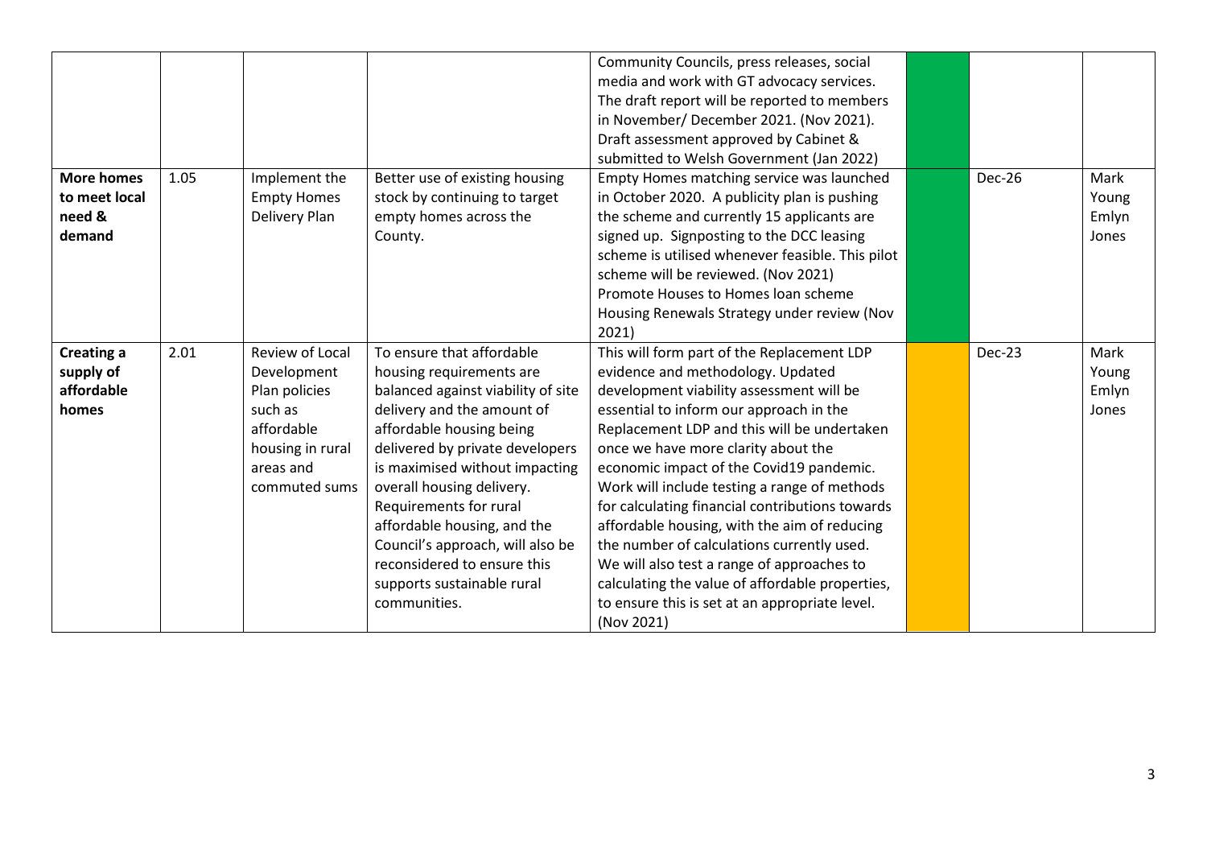| | | | | | | | |
|---|---|---|---|---|---|---|---|
| | | | | Community Councils, press releases, social media and work with GT advocacy services. The draft report will be reported to members in November/ December 2021. (Nov 2021). Draft assessment approved by Cabinet & submitted to Welsh Government (Jan 2022) | | | |
| **More homes to meet local need & demand** | 1.05 | Implement the Empty Homes Delivery Plan | Better use of existing housing stock by continuing to target empty homes across the County. | Empty Homes matching service was launched in October 2020. A publicity plan is pushing the scheme and currently 15 applicants are signed up. Signposting to the DCC leasing scheme is utilised whenever feasible. This pilot scheme will be reviewed. (Nov 2021) Promote Houses to Homes loan scheme Housing Renewals Strategy under review (Nov 2021) | | Dec-26 | Mark Young Emlyn Jones |
| **Creating a supply of affordable homes** | 2.01 | Review of Local Development Plan policies such as affordable housing in rural areas and commuted sums | To ensure that affordable housing requirements are balanced against viability of site delivery and the amount of affordable housing being delivered by private developers is maximised without impacting overall housing delivery. Requirements for rural affordable housing, and the Council's approach, will also be reconsidered to ensure this supports sustainable rural communities. | This will form part of the Replacement LDP evidence and methodology. Updated development viability assessment will be essential to inform our approach in the Replacement LDP and this will be undertaken once we have more clarity about the economic impact of the Covid19 pandemic. Work will include testing a range of methods for calculating financial contributions towards affordable housing, with the aim of reducing the number of calculations currently used. We will also test a range of approaches to calculating the value of affordable properties, to ensure this is set at an appropriate level. (Nov 2021) | | Dec-23 | Mark Young Emlyn Jones |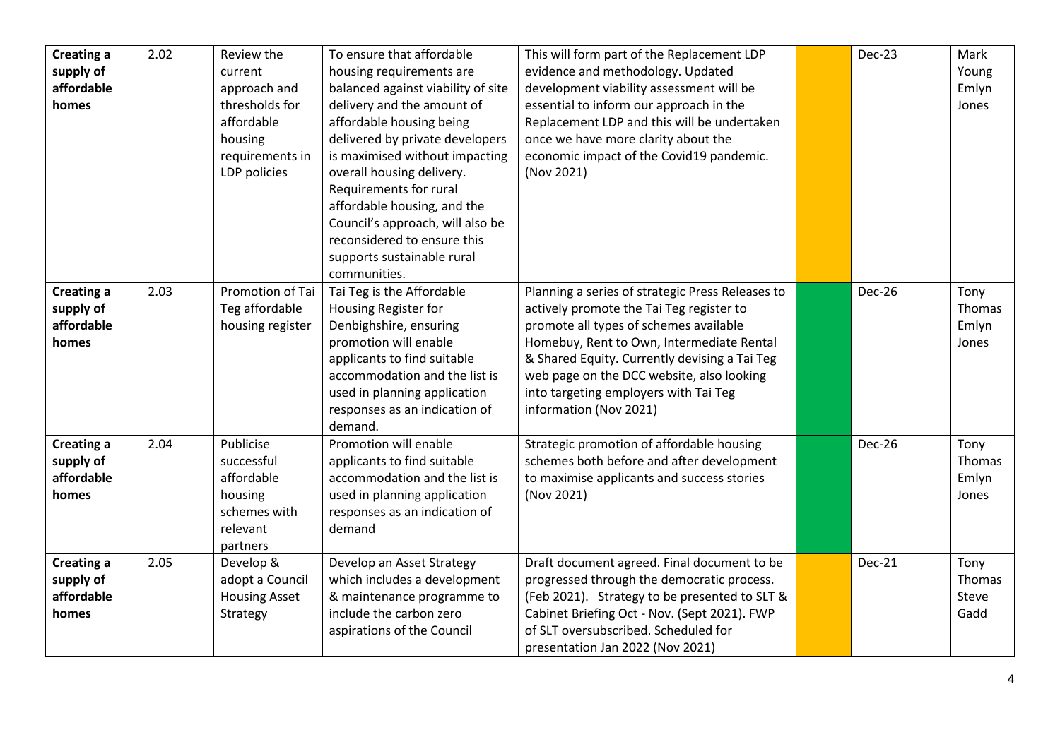| Creating a supply of affordable homes | 2.02 | Review the current approach and thresholds for affordable housing requirements in LDP policies | To ensure that affordable housing requirements are balanced against viability of site delivery and the amount of affordable housing being delivered by private developers is maximised without impacting overall housing delivery. Requirements for rural affordable housing, and the Council's approach, will also be reconsidered to ensure this supports sustainable rural communities. | This will form part of the Replacement LDP evidence and methodology. Updated development viability assessment will be essential to inform our approach in the Replacement LDP and this will be undertaken once we have more clarity about the economic impact of the Covid19 pandemic. (Nov 2021) | | Dec-23 | Mark Young Emlyn Jones |
|---|---|---|---|---|---|---|---|
| Creating a supply of affordable homes | 2.03 | Promotion of Tai Teg affordable housing register | Tai Teg is the Affordable Housing Register for Denbighshire, ensuring promotion will enable applicants to find suitable accommodation and the list is used in planning application responses as an indication of demand. | Planning a series of strategic Press Releases to actively promote the Tai Teg register to promote all types of schemes available Homebuy, Rent to Own, Intermediate Rental & Shared Equity. Currently devising a Tai Teg web page on the DCC website, also looking into targeting employers with Tai Teg information (Nov 2021) | | Dec-26 | Tony Thomas Emlyn Jones |
| Creating a supply of affordable homes | 2.04 | Publicise successful affordable housing schemes with relevant partners | Promotion will enable applicants to find suitable accommodation and the list is used in planning application responses as an indication of demand | Strategic promotion of affordable housing schemes both before and after development to maximise applicants and success stories (Nov 2021) | | Dec-26 | Tony Thomas Emlyn Jones |
| Creating a supply of affordable homes | 2.05 | Develop & adopt a Council Housing Asset Strategy | Develop an Asset Strategy which includes a development & maintenance programme to include the carbon zero aspirations of the Council | Draft document agreed. Final document to be progressed through the democratic process. (Feb 2021). Strategy to be presented to SLT & Cabinet Briefing Oct - Nov. (Sept 2021). FWP of SLT oversubscribed. Scheduled for presentation Jan 2022 (Nov 2021) | | Dec-21 | Tony Thomas Steve Gadd |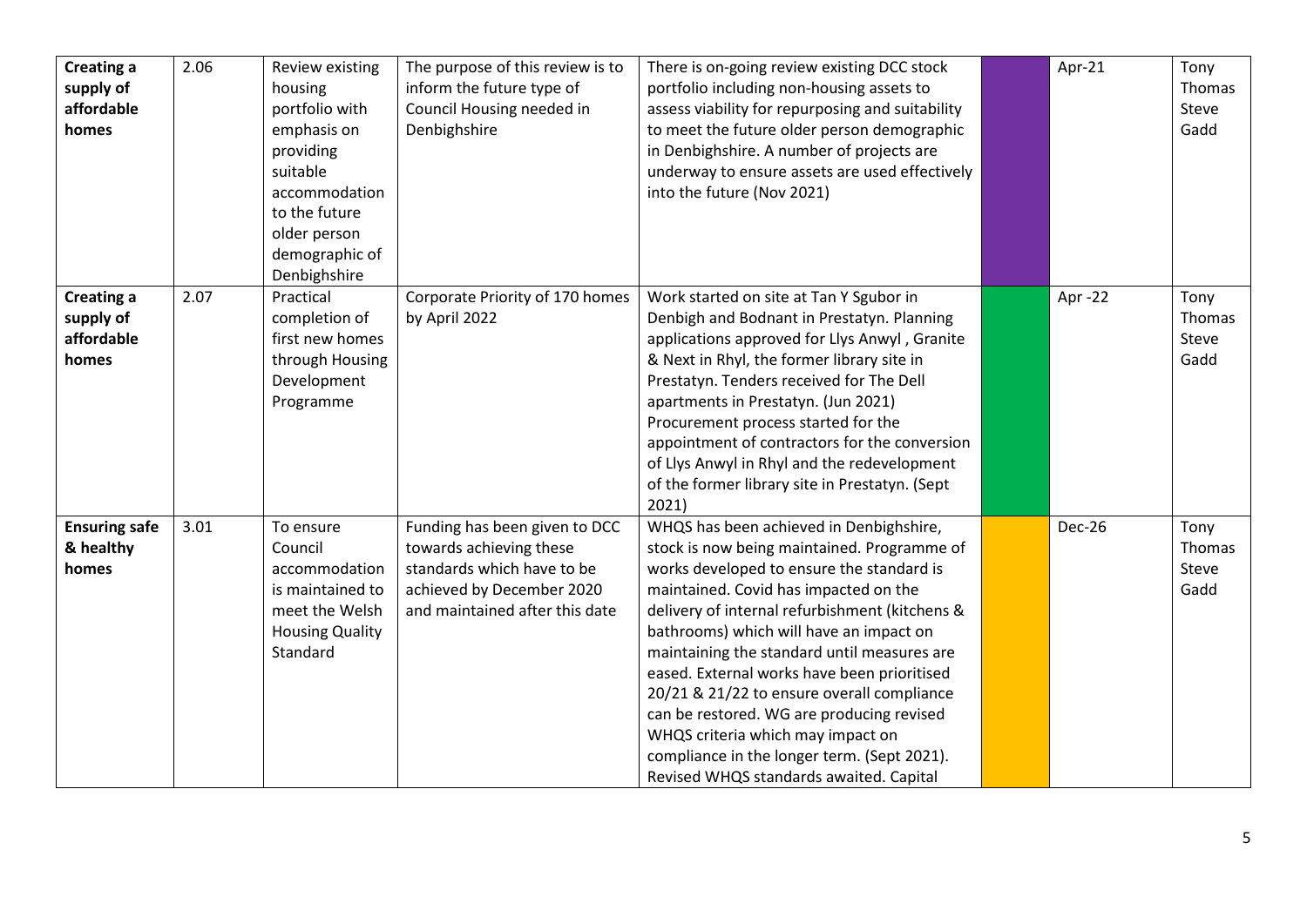| | | | | | | | |
|---|---|---|---|---|---|---|---|
| **Creating a supply of affordable homes** | 2.06 | Review existing housing portfolio with emphasis on providing suitable accommodation to the future older person demographic of Denbighshire | The purpose of this review is to inform the future type of Council Housing needed in Denbighshire | There is on-going review existing DCC stock portfolio including non-housing assets to assess viability for repurposing and suitability to meet the future older person demographic in Denbighshire. A number of projects are underway to ensure assets are used effectively into the future (Nov 2021) | | Apr-21 | Tony Thomas Steve Gadd |
| **Creating a supply of affordable homes** | 2.07 | Practical completion of first new homes through Housing Development Programme | Corporate Priority of 170 homes by April 2022 | Work started on site at Tan Y Sgubor in Denbigh and Bodnant in Prestatyn. Planning applications approved for Llys Anwyl , Granite & Next in Rhyl, the former library site in Prestatyn. Tenders received for The Dell apartments in Prestatyn. (Jun 2021) Procurement process started for the appointment of contractors for the conversion of Llys Anwyl in Rhyl and the redevelopment of the former library site in Prestatyn. (Sept 2021) | | Apr -22 | Tony Thomas Steve Gadd |
| **Ensuring safe & healthy homes** | 3.01 | To ensure Council accommodation is maintained to meet the Welsh Housing Quality Standard | Funding has been given to DCC towards achieving these standards which have to be achieved by December 2020 and maintained after this date | WHQS has been achieved in Denbighshire, stock is now being maintained. Programme of works developed to ensure the standard is maintained. Covid has impacted on the delivery of internal refurbishment (kitchens & bathrooms) which will have an impact on maintaining the standard until measures are eased. External works have been prioritised 20/21 & 21/22 to ensure overall compliance can be restored. WG are producing revised WHQS criteria which may impact on compliance in the longer term. (Sept 2021). Revised WHQS standards awaited. Capital | | Dec-26 | Tony Thomas Steve Gadd |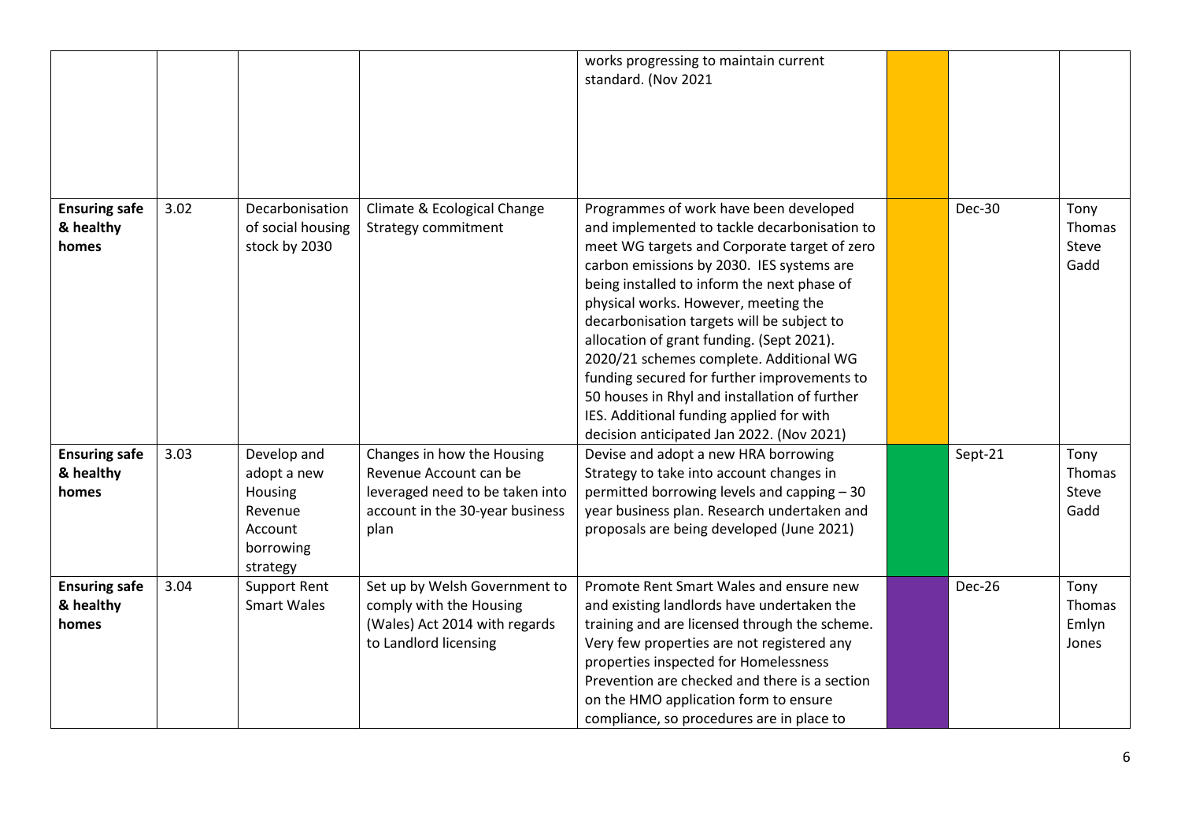| | | | | | | | |
|---|---|---|---|---|---|---|---|
| | | | | works progressing to maintain current standard. (Nov 2021 | | | |
| **Ensuring safe & healthy homes** | 3.02 | Decarbonisation of social housing stock by 2030 | Climate & Ecological Change Strategy commitment | Programmes of work have been developed and implemented to tackle decarbonisation to meet WG targets and Corporate target of zero carbon emissions by 2030. IES systems are being installed to inform the next phase of physical works. However, meeting the decarbonisation targets will be subject to allocation of grant funding. (Sept 2021). 2020/21 schemes complete. Additional WG funding secured for further improvements to 50 houses in Rhyl and installation of further IES. Additional funding applied for with decision anticipated Jan 2022. (Nov 2021) | | Dec-30 | Tony Thomas Steve Gadd |
| **Ensuring safe & healthy homes** | 3.03 | Develop and adopt a new Housing Revenue Account borrowing strategy | Changes in how the Housing Revenue Account can be leveraged need to be taken into account in the 30-year business plan | Devise and adopt a new HRA borrowing Strategy to take into account changes in permitted borrowing levels and capping – 30 year business plan. Research undertaken and proposals are being developed (June 2021) | | Sept-21 | Tony Thomas Steve Gadd |
| **Ensuring safe & healthy homes** | 3.04 | Support Rent Smart Wales | Set up by Welsh Government to comply with the Housing (Wales) Act 2014 with regards to Landlord licensing | Promote Rent Smart Wales and ensure new and existing landlords have undertaken the training and are licensed through the scheme. Very few properties are not registered any properties inspected for Homelessness Prevention are checked and there is a section on the HMO application form to ensure compliance, so procedures are in place to | | Dec-26 | Tony Thomas Emlyn Jones |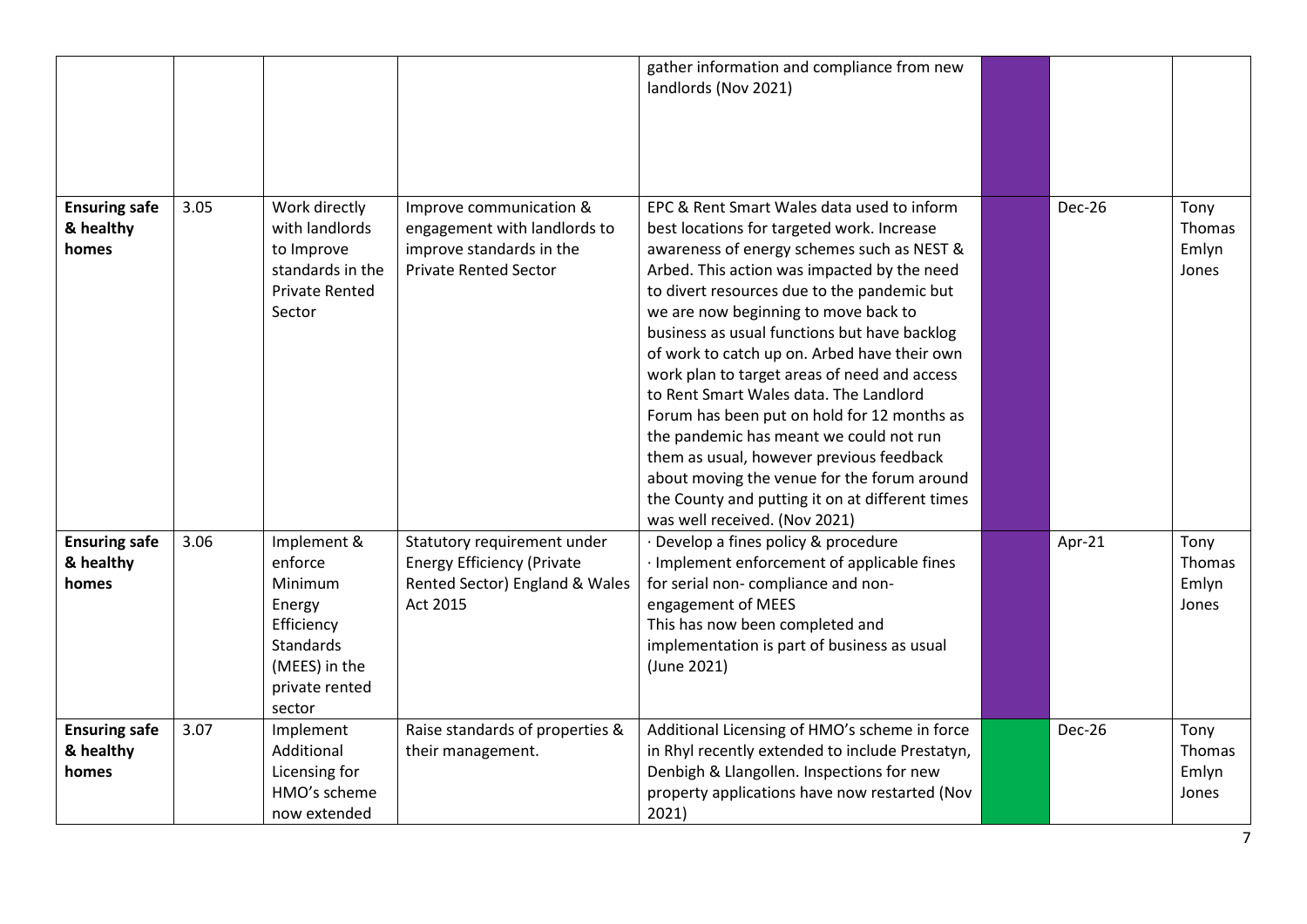| | | | | | | | |
|---|---|---|---|---|---|---|---|
| | | | | gather information and compliance from new landlords (Nov 2021) | | | |
| **Ensuring safe & healthy homes** | 3.05 | Work directly with landlords to Improve standards in the Private Rented Sector | Improve communication & engagement with landlords to improve standards in the Private Rented Sector | EPC & Rent Smart Wales data used to inform best locations for targeted work. Increase awareness of energy schemes such as NEST & Arbed. This action was impacted by the need to divert resources due to the pandemic but we are now beginning to move back to business as usual functions but have backlog of work to catch up on. Arbed have their own work plan to target areas of need and access to Rent Smart Wales data. The Landlord Forum has been put on hold for 12 months as the pandemic has meant we could not run them as usual, however previous feedback about moving the venue for the forum around the County and putting it on at different times was well received. (Nov 2021) | | Dec-26 | Tony Thomas Emlyn Jones |
| **Ensuring safe & healthy homes** | 3.06 | Implement & enforce Minimum Energy Efficiency Standards (MEES) in the private rented sector | Statutory requirement under Energy Efficiency (Private Rented Sector) England & Wales Act 2015 | · Develop a fines policy & procedure<br>· Implement enforcement of applicable fines for serial non- compliance and non-engagement of MEES<br>This has now been completed and implementation is part of business as usual (June 2021) | | Apr-21 | Tony Thomas Emlyn Jones |
| **Ensuring safe & healthy homes** | 3.07 | Implement Additional Licensing for HMO's scheme now extended | Raise standards of properties & their management. | Additional Licensing of HMO's scheme in force in Rhyl recently extended to include Prestatyn, Denbigh & Llangollen. Inspections for new property applications have now restarted (Nov 2021) | | Dec-26 | Tony Thomas Emlyn Jones |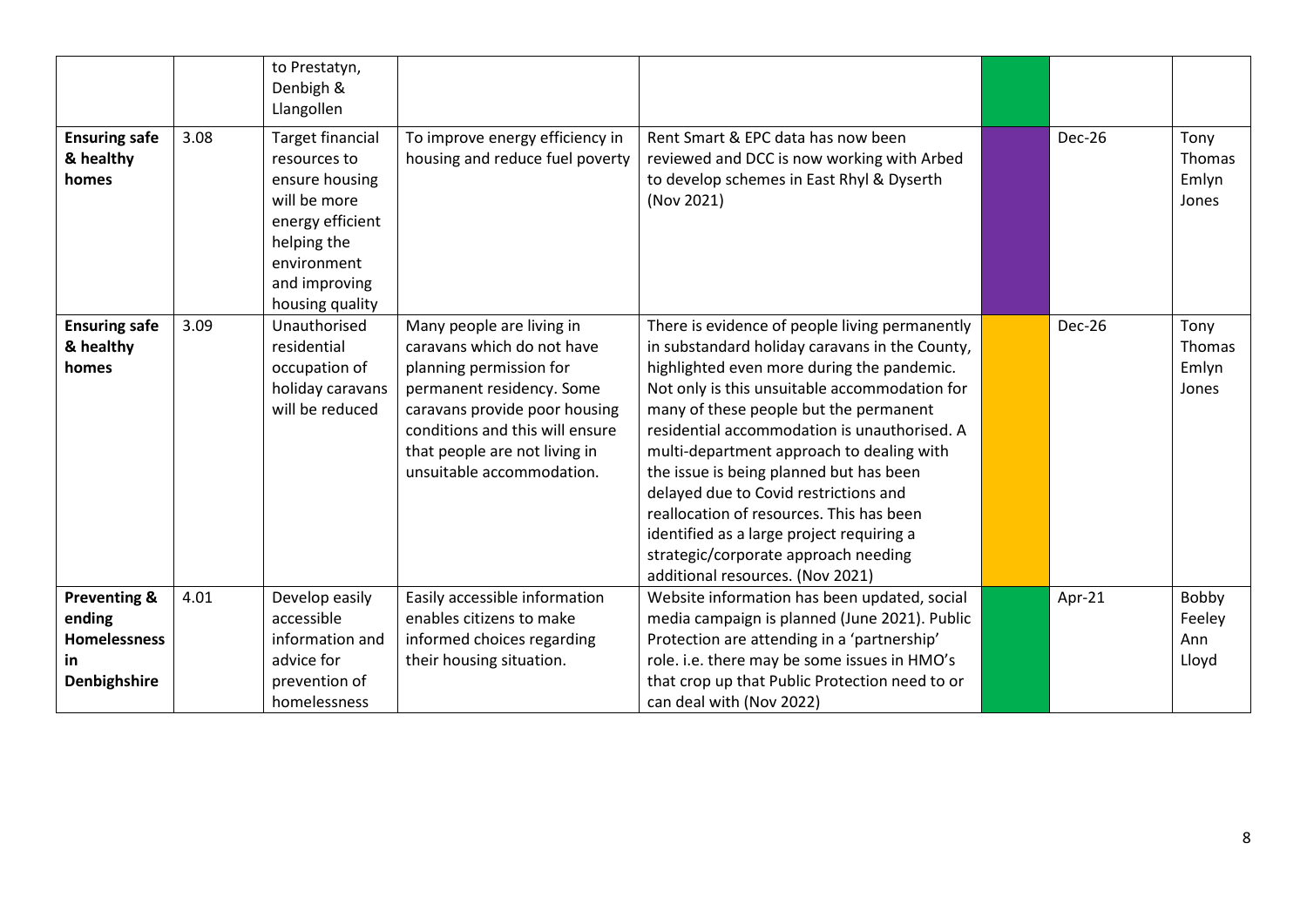| | | to Prestatyn, Denbigh & Llangollen | | | | | |
|---|---|---|---|---|---|---|---|
| **Ensuring safe & healthy homes** | 3.08 | Target financial resources to ensure housing will be more energy efficient helping the environment and improving housing quality | To improve energy efficiency in housing and reduce fuel poverty | Rent Smart & EPC data has now been reviewed and DCC is now working with Arbed to develop schemes in East Rhyl & Dyserth (Nov 2021) | | Dec-26 | Tony Thomas Emlyn Jones |
| **Ensuring safe & healthy homes** | 3.09 | Unauthorised residential occupation of holiday caravans will be reduced | Many people are living in caravans which do not have planning permission for permanent residency. Some caravans provide poor housing conditions and this will ensure that people are not living in unsuitable accommodation. | There is evidence of people living permanently in substandard holiday caravans in the County, highlighted even more during the pandemic. Not only is this unsuitable accommodation for many of these people but the permanent residential accommodation is unauthorised. A multi-department approach to dealing with the issue is being planned but has been delayed due to Covid restrictions and reallocation of resources. This has been identified as a large project requiring a strategic/corporate approach needing additional resources. (Nov 2021) | | Dec-26 | Tony Thomas Emlyn Jones |
| **Preventing & ending Homelessness in Denbighshire** | 4.01 | Develop easily accessible information and advice for prevention of homelessness | Easily accessible information enables citizens to make informed choices regarding their housing situation. | Website information has been updated, social media campaign is planned (June 2021). Public Protection are attending in a 'partnership' role. i.e. there may be some issues in HMO's that crop up that Public Protection need to or can deal with (Nov 2022) | | Apr-21 | Bobby Feeley Ann Lloyd |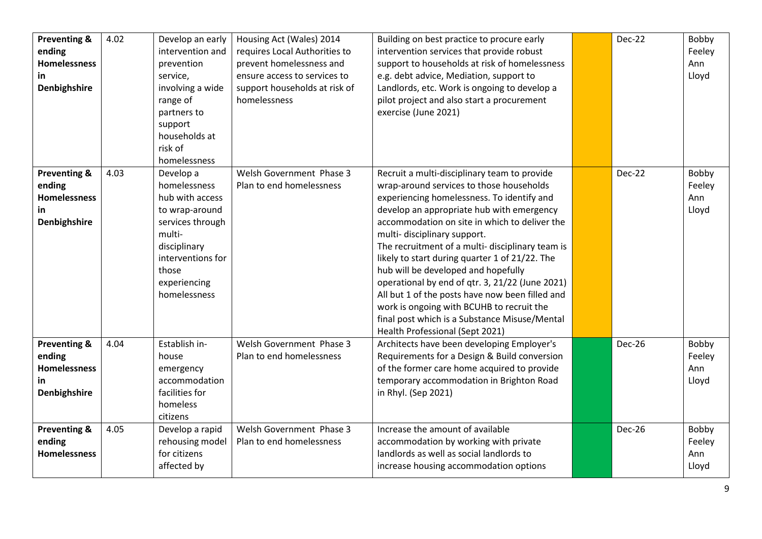| | | | | | | | |
|---|---|---|---|---|---|---|---|
| **Preventing & ending Homelessness in Denbighshire** | 4.02 | Develop an early intervention and prevention service, involving a wide range of partners to support households at risk of homelessness | Housing Act (Wales) 2014 requires Local Authorities to prevent homelessness and ensure access to services to support households at risk of homelessness | Building on best practice to procure early intervention services that provide robust support to households at risk of homelessness e.g. debt advice, Mediation, support to Landlords, etc. Work is ongoing to develop a pilot project and also start a procurement exercise (June 2021) | | Dec-22 | Bobby Feeley Ann Lloyd |
| **Preventing & ending Homelessness in Denbighshire** | 4.03 | Develop a homelessness hub with access to wrap-around services through multi-disciplinary interventions for those experiencing homelessness | Welsh Government Phase 3 Plan to end homelessness | Recruit a multi-disciplinary team to provide wrap-around services to those households experiencing homelessness. To identify and develop an appropriate hub with emergency accommodation on site in which to deliver the multi- disciplinary support.<br>The recruitment of a multi- disciplinary team is likely to start during quarter 1 of 21/22. The hub will be developed and hopefully operational by end of qtr. 3, 21/22 (June 2021)<br>All but 1 of the posts have now been filled and work is ongoing with BCUHB to recruit the final post which is a Substance Misuse/Mental Health Professional (Sept 2021) | | Dec-22 | Bobby Feeley Ann Lloyd |
| **Preventing & ending Homelessness in Denbighshire** | 4.04 | Establish in-house emergency accommodation facilities for homeless citizens | Welsh Government Phase 3 Plan to end homelessness | Architects have been developing Employer's Requirements for a Design & Build conversion of the former care home acquired to provide temporary accommodation in Brighton Road in Rhyl. (Sep 2021) | | Dec-26 | Bobby Feeley Ann Lloyd |
| **Preventing & ending Homelessness** | 4.05 | Develop a rapid rehousing model for citizens affected by | Welsh Government Phase 3 Plan to end homelessness | Increase the amount of available accommodation by working with private landlords as well as social landlords to increase housing accommodation options | | Dec-26 | Bobby Feeley Ann Lloyd |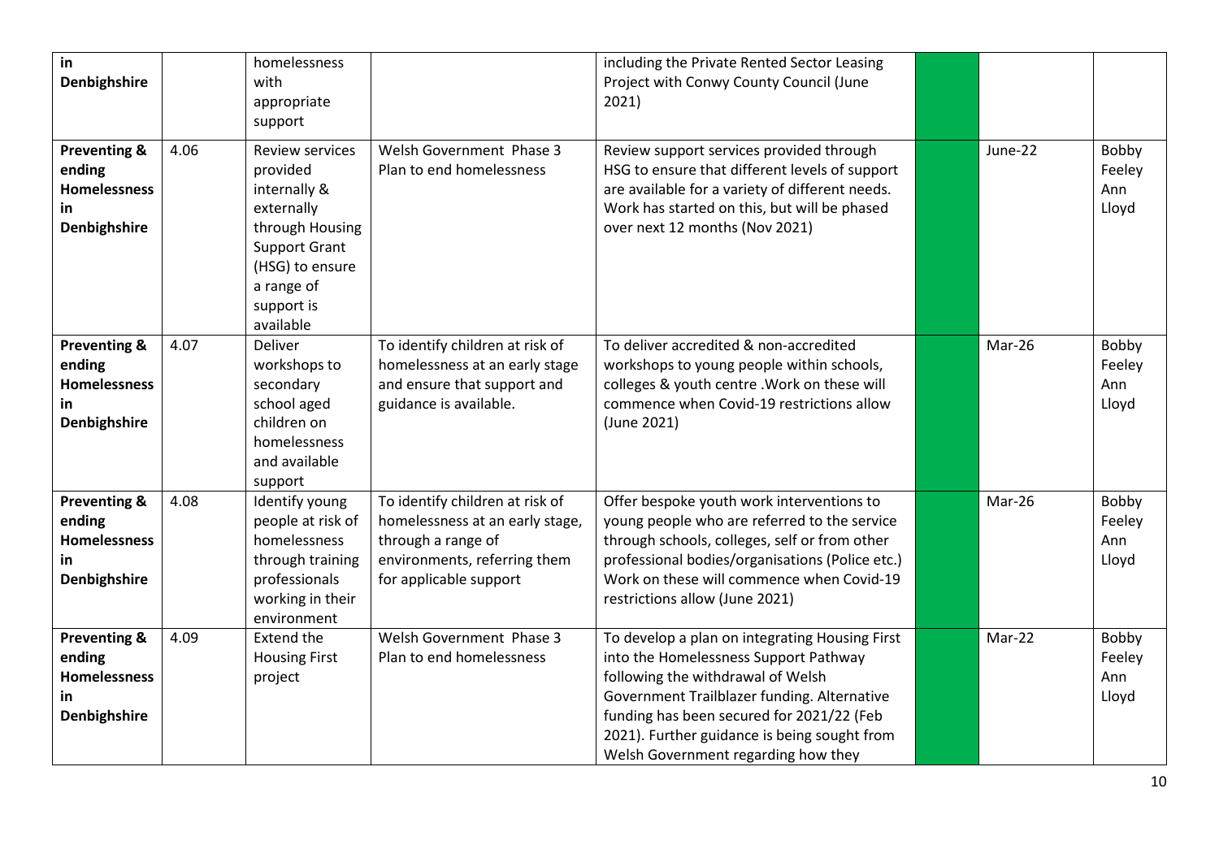| in Denbighshire | | homelessness with appropriate support | | including the Private Rented Sector Leasing Project with Conwy County Council (June 2021) | | | |
|---|---|---|---|---|---|---|---|
| **Preventing & ending Homelessness in Denbighshire** | 4.06 | Review services provided internally & externally through Housing Support Grant (HSG) to ensure a range of support is available | Welsh Government Phase 3 Plan to end homelessness | Review support services provided through HSG to ensure that different levels of support are available for a variety of different needs. Work has started on this, but will be phased over next 12 months (Nov 2021) | | June-22 | Bobby Feeley Ann Lloyd |
| **Preventing & ending Homelessness in Denbighshire** | 4.07 | Deliver workshops to secondary school aged children on homelessness and available support | To identify children at risk of homelessness at an early stage and ensure that support and guidance is available. | To deliver accredited & non-accredited workshops to young people within schools, colleges & youth centre .Work on these will commence when Covid-19 restrictions allow (June 2021) | | Mar-26 | Bobby Feeley Ann Lloyd |
| **Preventing & ending Homelessness in Denbighshire** | 4.08 | Identify young people at risk of homelessness through training professionals working in their environment | To identify children at risk of homelessness at an early stage, through a range of environments, referring them for applicable support | Offer bespoke youth work interventions to young people who are referred to the service through schools, colleges, self or from other professional bodies/organisations (Police etc.) Work on these will commence when Covid-19 restrictions allow (June 2021) | | Mar-26 | Bobby Feeley Ann Lloyd |
| **Preventing & ending Homelessness in Denbighshire** | 4.09 | Extend the Housing First project | Welsh Government Phase 3 Plan to end homelessness | To develop a plan on integrating Housing First into the Homelessness Support Pathway following the withdrawal of Welsh Government Trailblazer funding. Alternative funding has been secured for 2021/22 (Feb 2021). Further guidance is being sought from Welsh Government regarding how they | | Mar-22 | Bobby Feeley Ann Lloyd |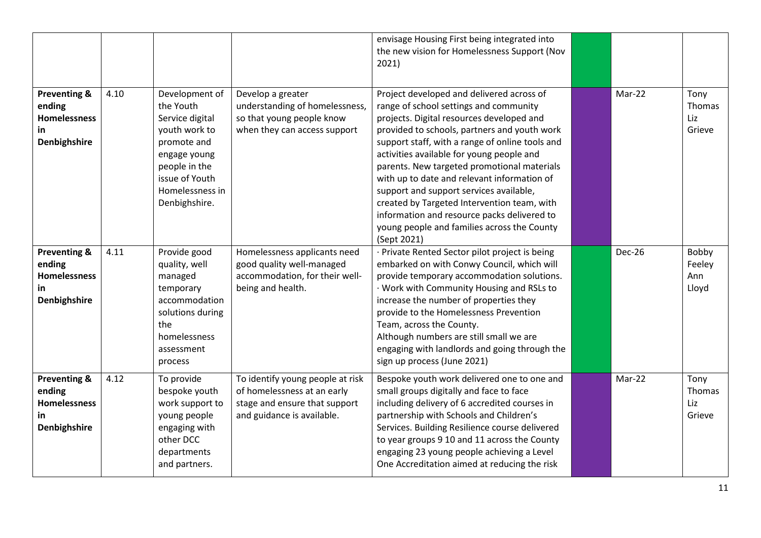| | | | | | | | |
|---|---|---|---|---|---|---|---|
| | | | | envisage Housing First being integrated into the new vision for Homelessness Support (Nov 2021) | | | |
| **Preventing & ending Homelessness in Denbighshire** | 4.10 | Development of the Youth Service digital youth work to promote and engage young people in the issue of Youth Homelessness in Denbighshire. | Develop a greater understanding of homelessness, so that young people know when they can access support | Project developed and delivered across of range of school settings and community projects. Digital resources developed and provided to schools, partners and youth work support staff, with a range of online tools and activities available for young people and parents. New targeted promotional materials with up to date and relevant information of support and support services available, created by Targeted Intervention team, with information and resource packs delivered to young people and families across the County (Sept 2021) | | Mar-22 | Tony Thomas Liz Grieve |
| **Preventing & ending Homelessness in Denbighshire** | 4.11 | Provide good quality, well managed temporary accommodation solutions during the homelessness assessment process | Homelessness applicants need good quality well-managed accommodation, for their well-being and health. | · Private Rented Sector pilot project is being embarked on with Conwy Council, which will provide temporary accommodation solutions. · Work with Community Housing and RSLs to increase the number of properties they provide to the Homelessness Prevention Team, across the County. Although numbers are still small we are engaging with landlords and going through the sign up process (June 2021) | | Dec-26 | Bobby Feeley Ann Lloyd |
| **Preventing & ending Homelessness in Denbighshire** | 4.12 | To provide bespoke youth work support to young people engaging with other DCC departments and partners. | To identify young people at risk of homelessness at an early stage and ensure that support and guidance is available. | Bespoke youth work delivered one to one and small groups digitally and face to face including delivery of 6 accredited courses in partnership with Schools and Children's Services. Building Resilience course delivered to year groups 9 10 and 11 across the County engaging 23 young people achieving a Level One Accreditation aimed at reducing the risk | | Mar-22 | Tony Thomas Liz Grieve |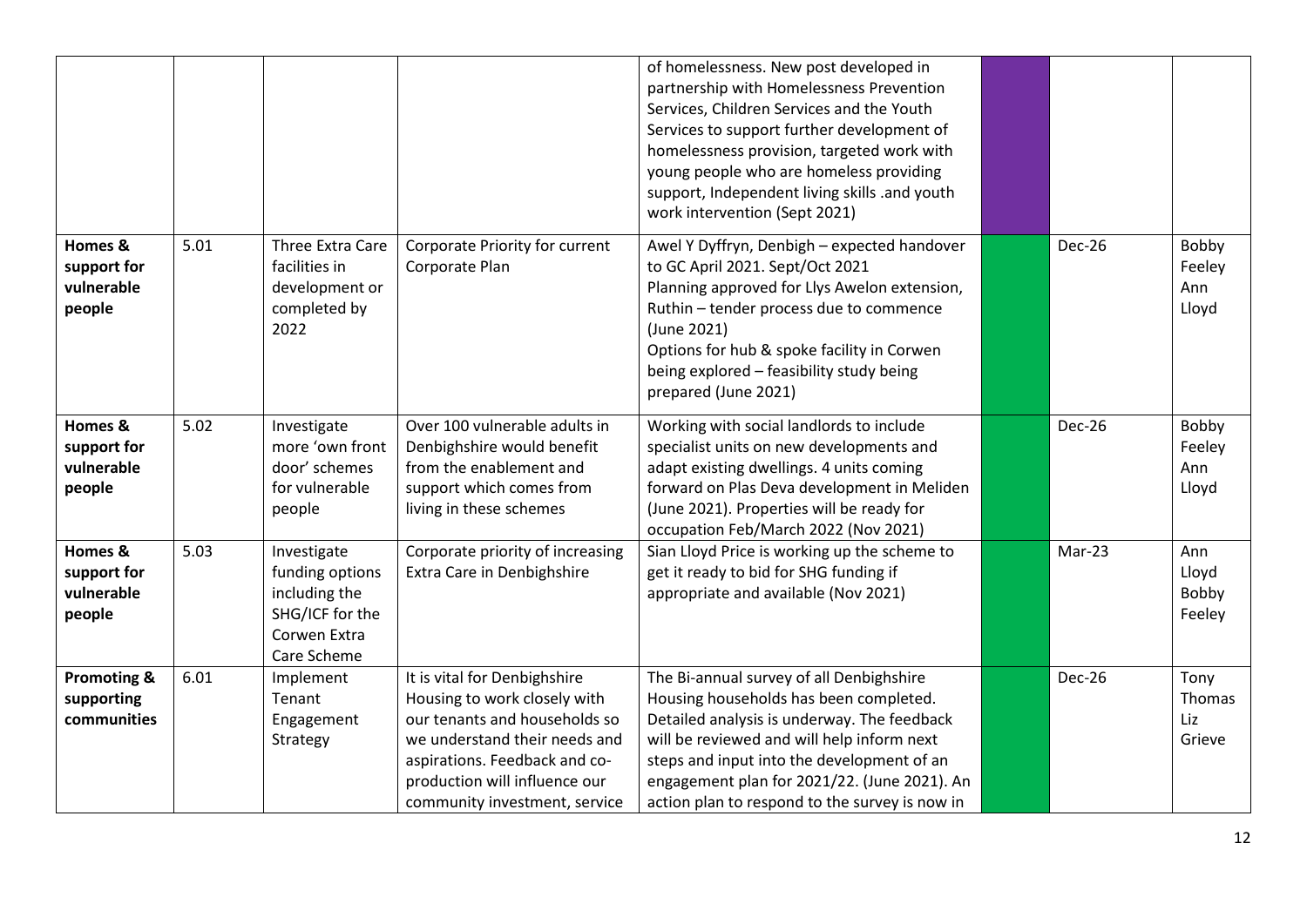| | | | | | | | |
|---|---|---|---|---|---|---|---|
| | | | | of homelessness. New post developed in partnership with Homelessness Prevention Services, Children Services and the Youth Services to support further development of homelessness provision, targeted work with young people who are homeless providing support, Independent living skills .and youth work intervention (Sept 2021) | | | |
| **Homes & support for vulnerable people** | 5.01 | Three Extra Care facilities in development or completed by 2022 | Corporate Priority for current Corporate Plan | Awel Y Dyffryn, Denbigh – expected handover to GC April 2021. Sept/Oct 2021<br>Planning approved for Llys Awelon extension, Ruthin – tender process due to commence (June 2021)<br>Options for hub & spoke facility in Corwen being explored – feasibility study being prepared (June 2021) | | Dec-26 | Bobby Feeley Ann Lloyd |
| **Homes & support for vulnerable people** | 5.02 | Investigate more 'own front door' schemes for vulnerable people | Over 100 vulnerable adults in Denbighshire would benefit from the enablement and support which comes from living in these schemes | Working with social landlords to include specialist units on new developments and adapt existing dwellings. 4 units coming forward on Plas Deva development in Meliden (June 2021). Properties will be ready for occupation Feb/March 2022 (Nov 2021) | | Dec-26 | Bobby Feeley Ann Lloyd |
| **Homes & support for vulnerable people** | 5.03 | Investigate funding options including the SHG/ICF for the Corwen Extra Care Scheme | Corporate priority of increasing Extra Care in Denbighshire | Sian Lloyd Price is working up the scheme to get it ready to bid for SHG funding if appropriate and available (Nov 2021) | | Mar-23 | Ann Lloyd Bobby Feeley |
| **Promoting & supporting communities** | 6.01 | Implement Tenant Engagement Strategy | It is vital for Denbighshire Housing to work closely with our tenants and households so we understand their needs and aspirations. Feedback and co-production will influence our community investment, service | The Bi-annual survey of all Denbighshire Housing households has been completed. Detailed analysis is underway. The feedback will be reviewed and will help inform next steps and input into the development of an engagement plan for 2021/22. (June 2021). An action plan to respond to the survey is now in | | Dec-26 | Tony Thomas Liz Grieve |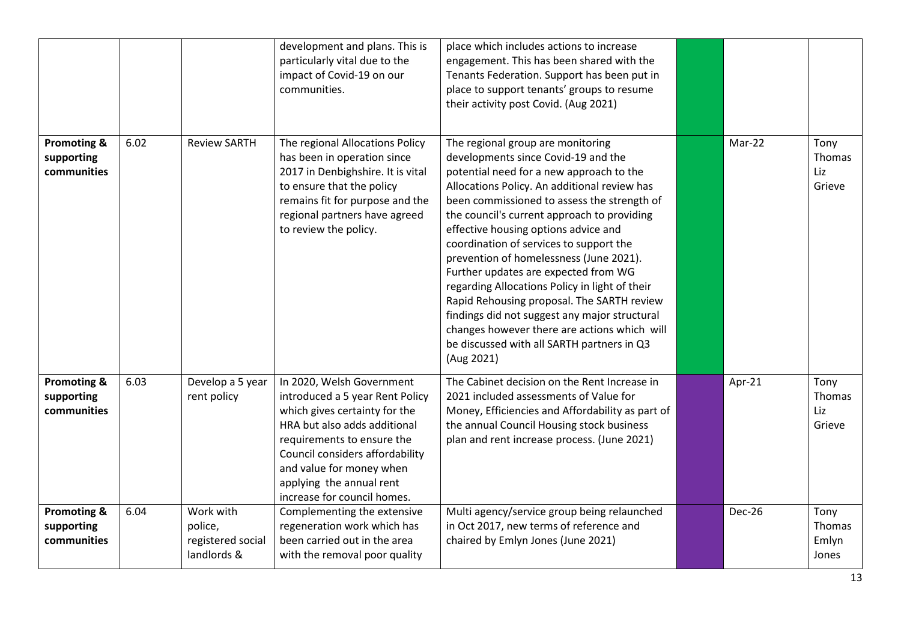| | | | development and plans. This is particularly vital due to the impact of Covid-19 on our communities. | place which includes actions to increase engagement. This has been shared with the Tenants Federation. Support has been put in place to support tenants' groups to resume their activity post Covid. (Aug 2021) | | | |
|---|---|---|---|---|---|---|---|
| **Promoting & supporting communities** | 6.02 | Review SARTH | The regional Allocations Policy has been in operation since 2017 in Denbighshire. It is vital to ensure that the policy remains fit for purpose and the regional partners have agreed to review the policy. | The regional group are monitoring developments since Covid-19 and the potential need for a new approach to the Allocations Policy. An additional review has been commissioned to assess the strength of the council's current approach to providing effective housing options advice and coordination of services to support the prevention of homelessness (June 2021). Further updates are expected from WG regarding Allocations Policy in light of their Rapid Rehousing proposal. The SARTH review findings did not suggest any major structural changes however there are actions which will be discussed with all SARTH partners in Q3 (Aug 2021) | | Mar-22 | Tony Thomas Liz Grieve |
| **Promoting & supporting communities** | 6.03 | Develop a 5 year rent policy | In 2020, Welsh Government introduced a 5 year Rent Policy which gives certainty for the HRA but also adds additional requirements to ensure the Council considers affordability and value for money when applying the annual rent increase for council homes. | The Cabinet decision on the Rent Increase in 2021 included assessments of Value for Money, Efficiencies and Affordability as part of the annual Council Housing stock business plan and rent increase process. (June 2021) | | Apr-21 | Tony Thomas Liz Grieve |
| **Promoting & supporting communities** | 6.04 | Work with police, registered social landlords & | Complementing the extensive regeneration work which has been carried out in the area with the removal poor quality | Multi agency/service group being relaunched in Oct 2017, new terms of reference and chaired by Emlyn Jones (June 2021) | | Dec-26 | Tony Thomas Emlyn Jones |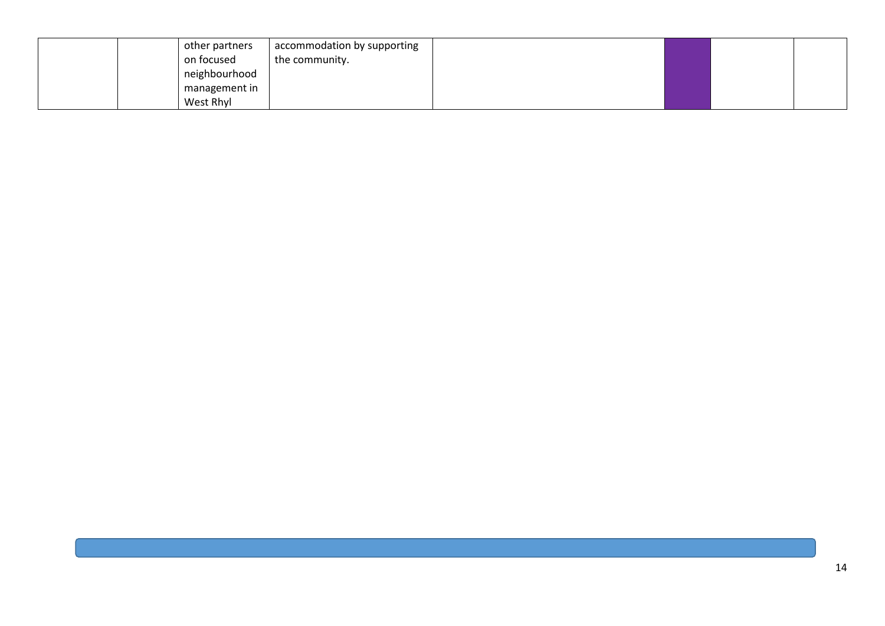| | | | | | | | |
|---|---|---|---|---|---|---|---|
| | | other partners on focused neighbourhood management in West Rhyl | accommodation by supporting the community. | | | | |